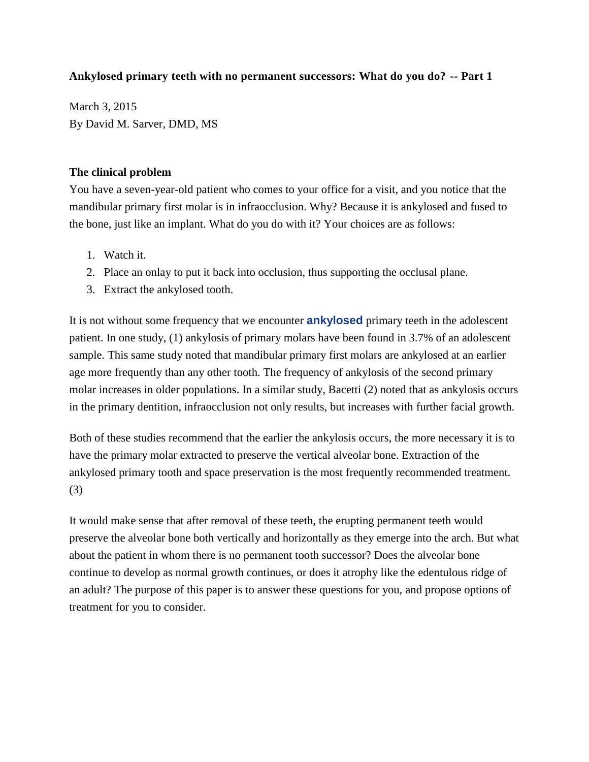# Ankylosed primary teeth with no permanent successors: What do you do? -- Part 1

March 3, 2015
By David M. Sarver, DMD, MS

## The clinical problem

You have a seven-year-old patient who comes to your office for a visit, and you notice that the mandibular primary first molar is in infraocclusion. Why? Because it is ankylosed and fused to the bone, just like an implant. What do you do with it? Your choices are as follows:

1. Watch it.
2. Place an onlay to put it back into occlusion, thus supporting the occlusal plane.
3. Extract the ankylosed tooth.

It is not without some frequency that we encounter **ankylosed** primary teeth in the adolescent patient. In one study, (1) ankylosis of primary molars have been found in 3.7% of an adolescent sample. This same study noted that mandibular primary first molars are ankylosed at an earlier age more frequently than any other tooth. The frequency of ankylosis of the second primary molar increases in older populations. In a similar study, Bacetti (2) noted that as ankylosis occurs in the primary dentition, infraocclusion not only results, but increases with further facial growth.

Both of these studies recommend that the earlier the ankylosis occurs, the more necessary it is to have the primary molar extracted to preserve the vertical alveolar bone. Extraction of the ankylosed primary tooth and space preservation is the most frequently recommended treatment. (3)

It would make sense that after removal of these teeth, the erupting permanent teeth would preserve the alveolar bone both vertically and horizontally as they emerge into the arch. But what about the patient in whom there is no permanent tooth successor? Does the alveolar bone continue to develop as normal growth continues, or does it atrophy like the edentulous ridge of an adult? The purpose of this paper is to answer these questions for you, and propose options of treatment for you to consider.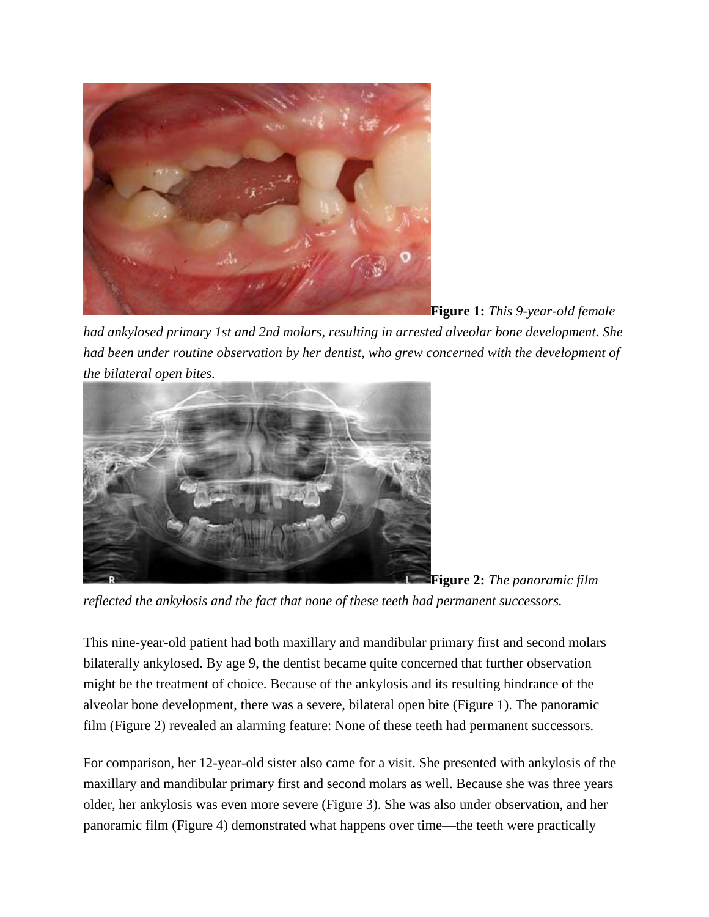**Figure 1:** *This 9-year-old female had ankylosed primary 1st and 2nd molars, resulting in arrested alveolar bone development. She had been under routine observation by her dentist, who grew concerned with the development of the bilateral open bites.*

**Figure 2:** *The panoramic film reflected the ankylosis and the fact that none of these teeth had permanent successors.*

This nine-year-old patient had both maxillary and mandibular primary first and second molars bilaterally ankylosed. By age 9, the dentist became quite concerned that further observation might be the treatment of choice. Because of the ankylosis and its resulting hindrance of the alveolar bone development, there was a severe, bilateral open bite (Figure 1). The panoramic film (Figure 2) revealed an alarming feature: None of these teeth had permanent successors.

For comparison, her 12-year-old sister also came for a visit. She presented with ankylosis of the maxillary and mandibular primary first and second molars as well. Because she was three years older, her ankylosis was even more severe (Figure 3). She was also under observation, and her panoramic film (Figure 4) demonstrated what happens over time—the teeth were practically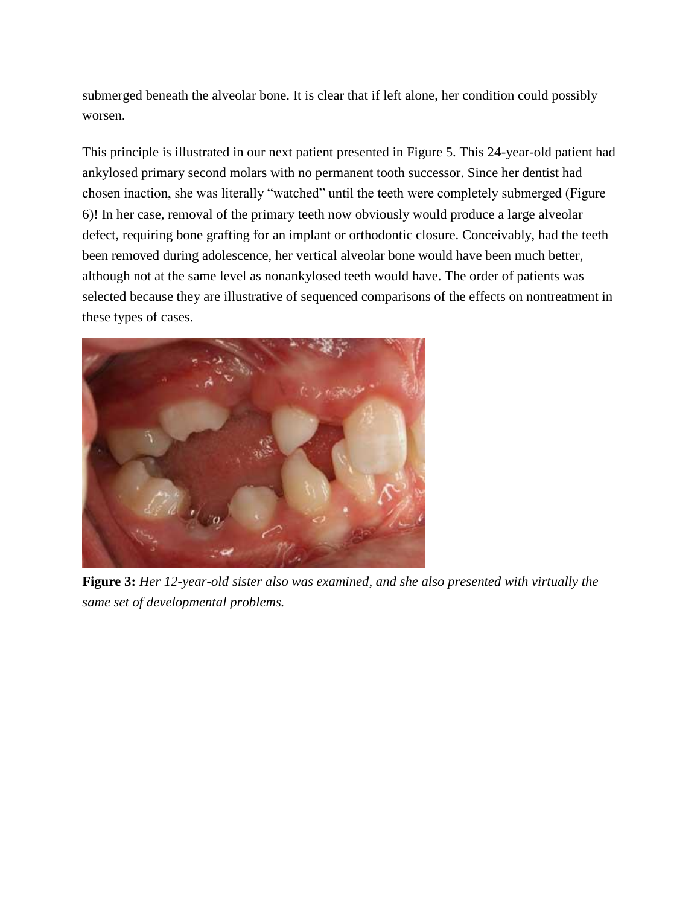submerged beneath the alveolar bone. It is clear that if left alone, her condition could possibly worsen.

This principle is illustrated in our next patient presented in Figure 5. This 24-year-old patient had ankylosed primary second molars with no permanent tooth successor. Since her dentist had chosen inaction, she was literally "watched" until the teeth were completely submerged (Figure 6)! In her case, removal of the primary teeth now obviously would produce a large alveolar defect, requiring bone grafting for an implant or orthodontic closure. Conceivably, had the teeth been removed during adolescence, her vertical alveolar bone would have been much better, although not at the same level as nonankylosed teeth would have. The order of patients was selected because they are illustrative of sequenced comparisons of the effects on nontreatment in these types of cases.

**Figure 3:** *Her 12-year-old sister also was examined, and she also presented with virtually the same set of developmental problems.*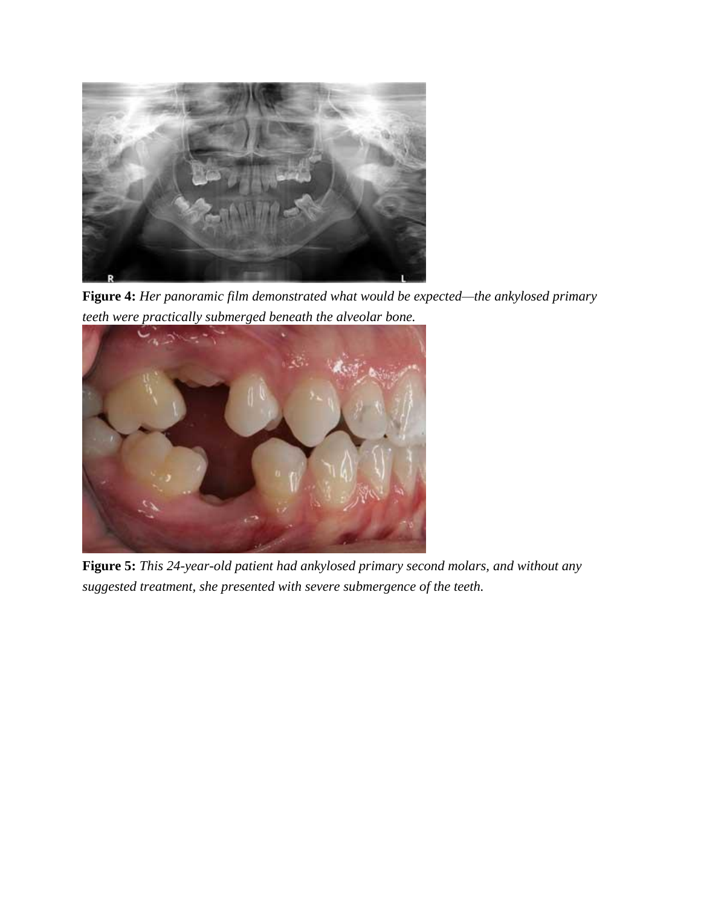**Figure 4:** *Her panoramic film demonstrated what would be expected—the ankylosed primary teeth were practically submerged beneath the alveolar bone.*

**Figure 5:** *This 24-year-old patient had ankylosed primary second molars, and without any suggested treatment, she presented with severe submergence of the teeth.*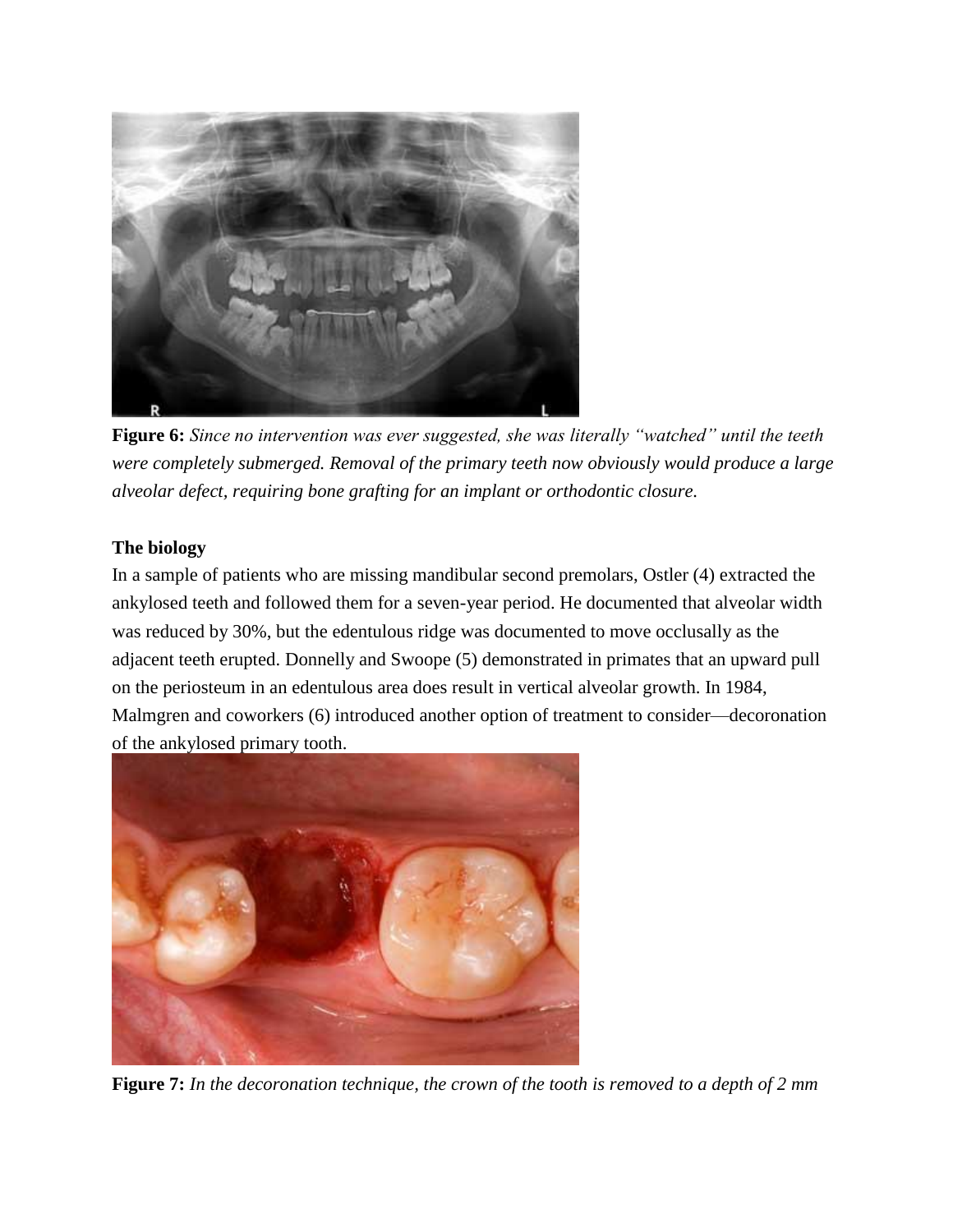**Figure 6:** *Since no intervention was ever suggested, she was literally "watched" until the teeth were completely submerged. Removal of the primary teeth now obviously would produce a large alveolar defect, requiring bone grafting for an implant or orthodontic closure.*

**The biology**

In a sample of patients who are missing mandibular second premolars, Ostler (4) extracted the ankylosed teeth and followed them for a seven-year period. He documented that alveolar width was reduced by 30%, but the edentulous ridge was documented to move occlusally as the adjacent teeth erupted. Donnelly and Swoope (5) demonstrated in primates that an upward pull on the periosteum in an edentulous area does result in vertical alveolar growth. In 1984, Malmgren and coworkers (6) introduced another option of treatment to consider—decoronation of the ankylosed primary tooth.

**Figure 7:** *In the decoronation technique, the crown of the tooth is removed to a depth of 2 mm*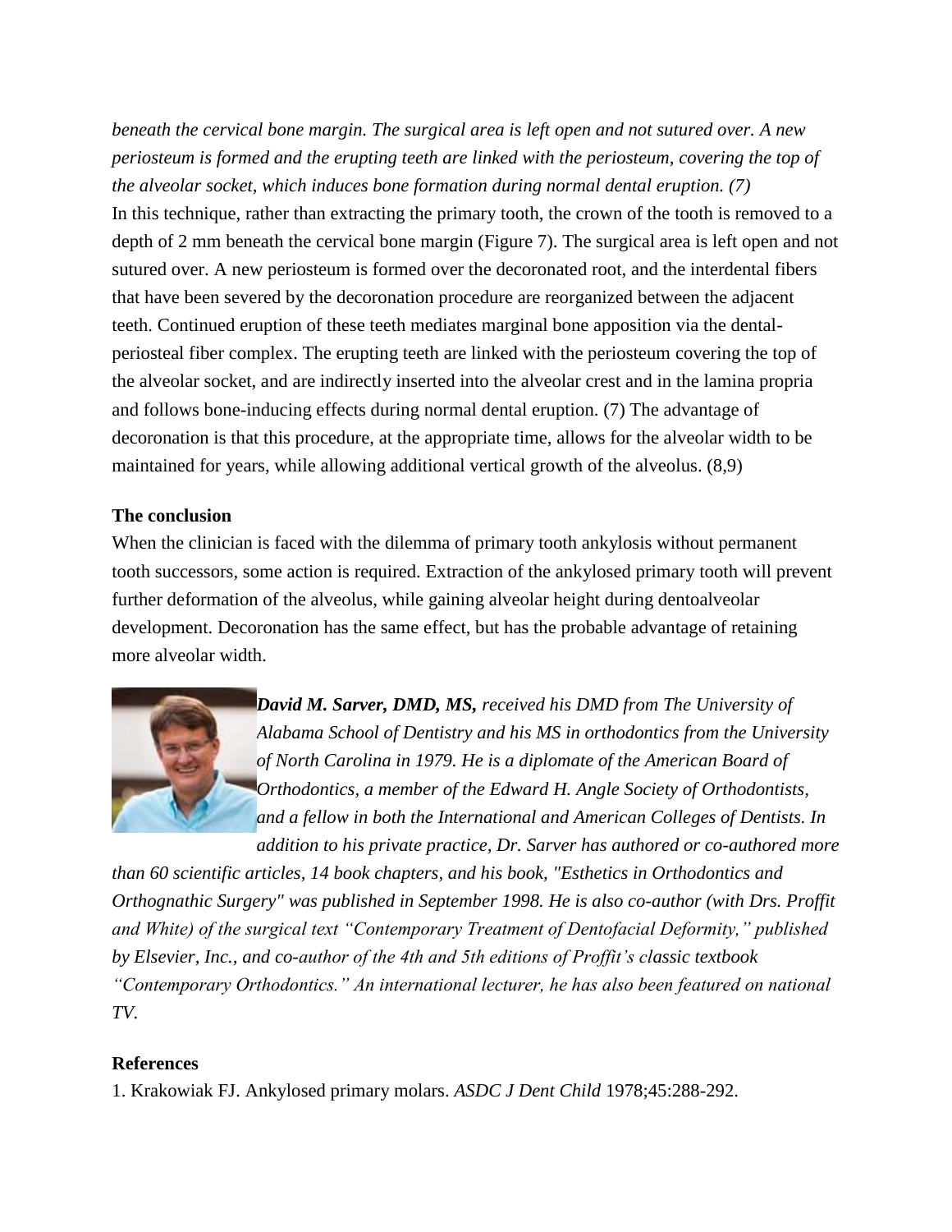*beneath the cervical bone margin. The surgical area is left open and not sutured over. A new periosteum is formed and the erupting teeth are linked with the periosteum, covering the top of the alveolar socket, which induces bone formation during normal dental eruption. (7)*

In this technique, rather than extracting the primary tooth, the crown of the tooth is removed to a depth of 2 mm beneath the cervical bone margin (Figure 7). The surgical area is left open and not sutured over. A new periosteum is formed over the decoronated root, and the interdental fibers that have been severed by the decoronation procedure are reorganized between the adjacent teeth. Continued eruption of these teeth mediates marginal bone apposition via the dental-periosteal fiber complex. The erupting teeth are linked with the periosteum covering the top of the alveolar socket, and are indirectly inserted into the alveolar crest and in the lamina propria and follows bone-inducing effects during normal dental eruption. (7) The advantage of decoronation is that this procedure, at the appropriate time, allows for the alveolar width to be maintained for years, while allowing additional vertical growth of the alveolus. (8,9)

**The conclusion**

When the clinician is faced with the dilemma of primary tooth ankylosis without permanent tooth successors, some action is required. Extraction of the ankylosed primary tooth will prevent further deformation of the alveolus, while gaining alveolar height during dentoalveolar development. Decoronation has the same effect, but has the probable advantage of retaining more alveolar width.

***David M. Sarver, DMD, MS,*** *received his DMD from The University of Alabama School of Dentistry and his MS in orthodontics from the University of North Carolina in 1979. He is a diplomate of the American Board of Orthodontics, a member of the Edward H. Angle Society of Orthodontists, and a fellow in both the International and American Colleges of Dentists. In addition to his private practice, Dr. Sarver has authored or co-authored more than 60 scientific articles, 14 book chapters, and his book, "Esthetics in Orthodontics and Orthognathic Surgery" was published in September 1998. He is also co-author (with Drs. Proffit and White) of the surgical text "Contemporary Treatment of Dentofacial Deformity," published by Elsevier, Inc., and co-author of the 4th and 5th editions of Proffit's classic textbook "Contemporary Orthodontics." An international lecturer, he has also been featured on national TV.*

**References**

1. Krakowiak FJ. Ankylosed primary molars. *ASDC J Dent Child* 1978;45:288-292.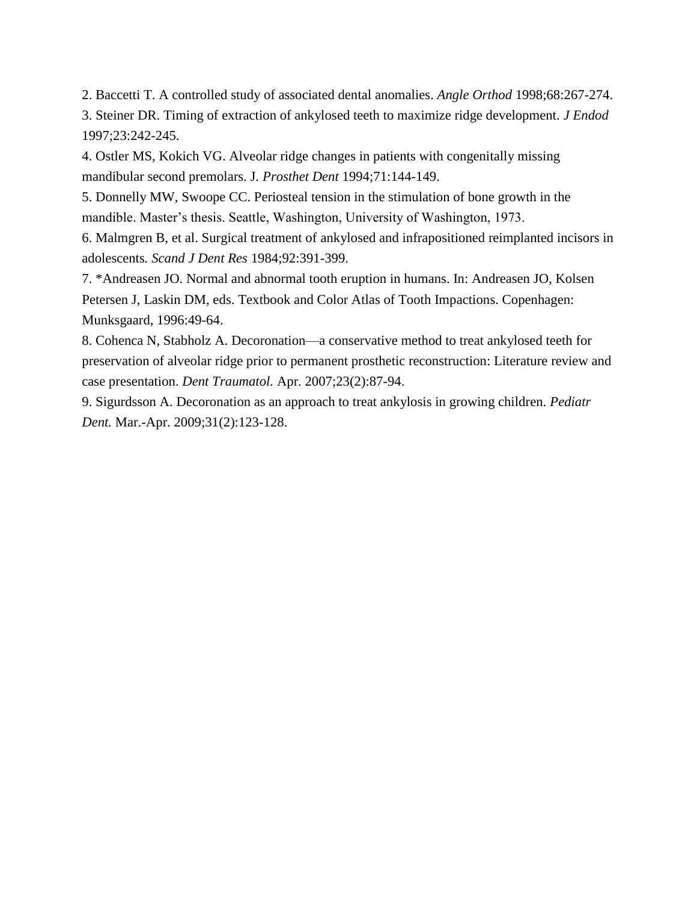2. Baccetti T. A controlled study of associated dental anomalies. *Angle Orthod* 1998;68:267-274.

3. Steiner DR. Timing of extraction of ankylosed teeth to maximize ridge development. *J Endod* 1997;23:242-245.

4. Ostler MS, Kokich VG. Alveolar ridge changes in patients with congenitally missing mandibular second premolars. J. *Prosthet Dent* 1994;71:144-149.

5. Donnelly MW, Swoope CC. Periosteal tension in the stimulation of bone growth in the mandible. Master's thesis. Seattle, Washington, University of Washington, 1973.

6. Malmgren B, et al. Surgical treatment of ankylosed and infrapositioned reimplanted incisors in adolescents. *Scand J Dent Res* 1984;92:391-399.

7. *Andreasen JO. Normal and abnormal tooth eruption in humans. In: Andreasen JO, Kolsen Petersen J, Laskin DM, eds. Textbook and Color Atlas of Tooth Impactions. Copenhagen: Munksgaard, 1996:49-64.

8. Cohenca N, Stabholz A. Decoronation—a conservative method to treat ankylosed teeth for preservation of alveolar ridge prior to permanent prosthetic reconstruction: Literature review and case presentation. *Dent Traumatol.* Apr. 2007;23(2):87-94.

9. Sigurdsson A. Decoronation as an approach to treat ankylosis in growing children. *Pediatr Dent.* Mar.-Apr. 2009;31(2):123-128.